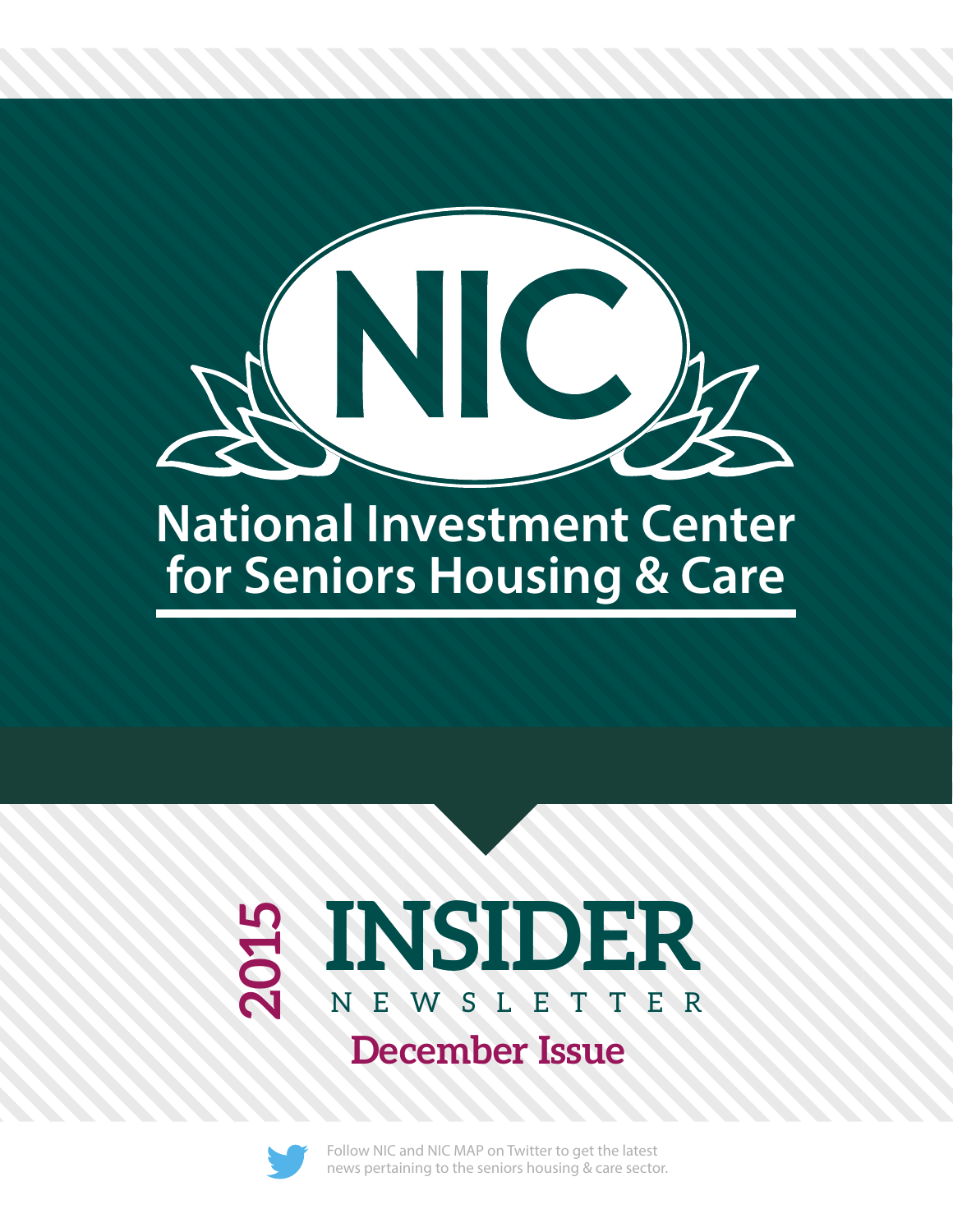# NIC

## National Investment Center for Seniors Housing & Care

# 2015 INSIDER NEWSLETTER

## December Issue

Follow NIC and NIC MAP on Twitter to get the latest news pertaining to the seniors housing & care sector.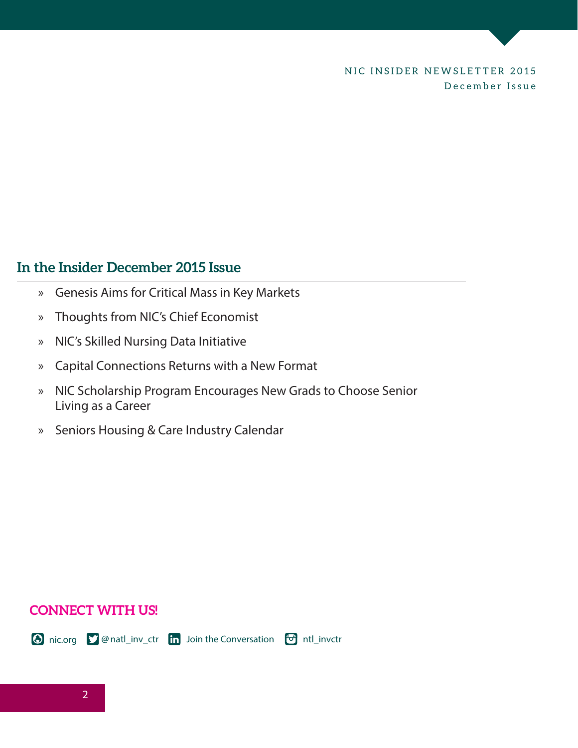## In the Insider December 2015 Issue

- Genesis Aims for Critical Mass in Key Markets
- Thoughts from NIC's Chief Economist
- NIC's Skilled Nursing Data Initiative
- Capital Connections Returns with a New Format
- NIC Scholarship Program Encourages New Grads to Choose Senior Living as a Career
- Seniors Housing & Care Industry Calendar

**CONNECT WITH US!**

nic.org @natl_inv_ctr Join the Conversation ntl_invctr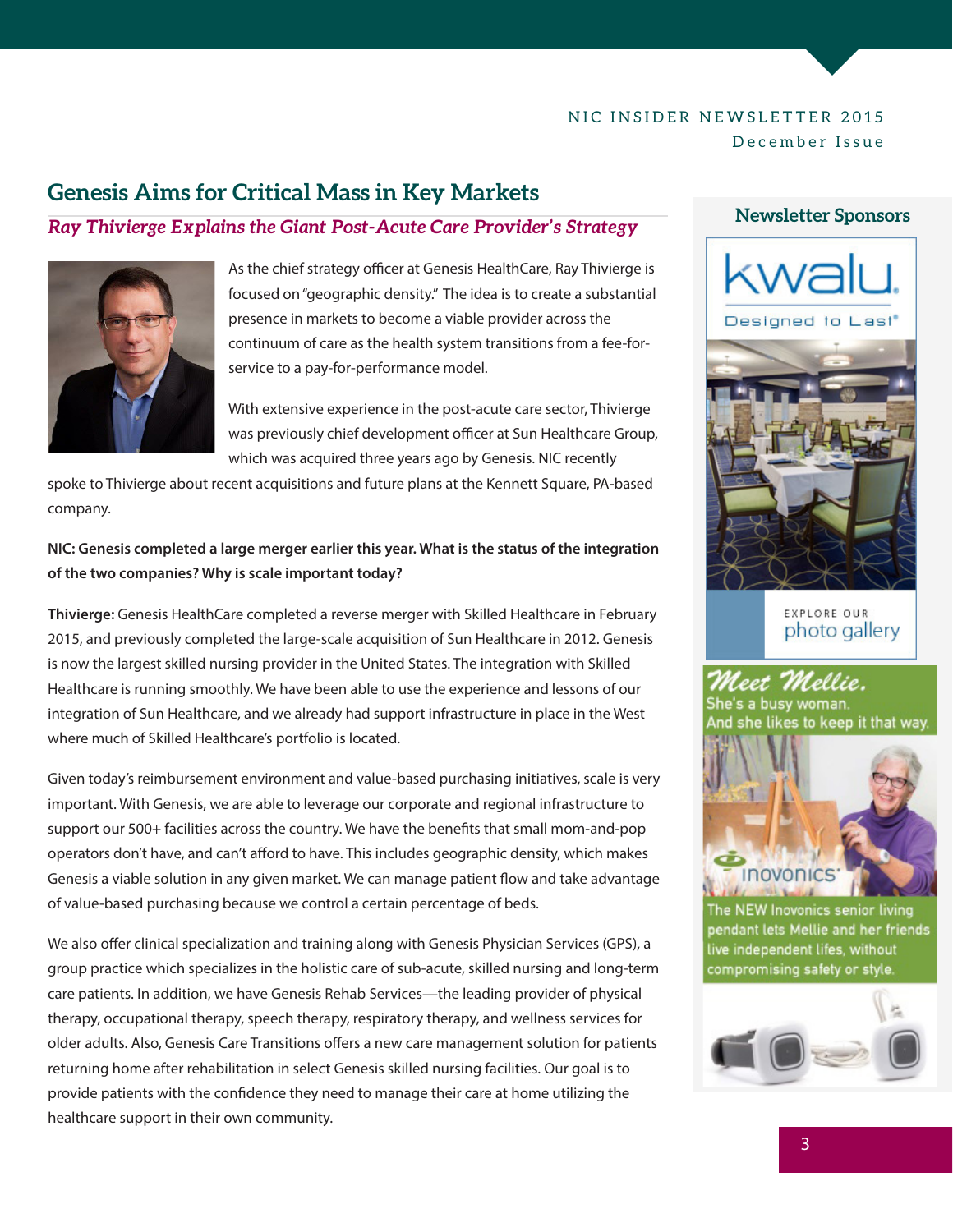## Genesis Aims for Critical Mass in Key Markets

### *Ray Thivierge Explains the Giant Post-Acute Care Provider's Strategy*

As the chief strategy officer at Genesis HealthCare, Ray Thivierge is focused on "geographic density." The idea is to create a substantial presence in markets to become a viable provider across the continuum of care as the health system transitions from a fee-for-service to a pay-for-performance model.

With extensive experience in the post-acute care sector, Thivierge was previously chief development officer at Sun Healthcare Group, which was acquired three years ago by Genesis. NIC recently spoke to Thivierge about recent acquisitions and future plans at the Kennett Square, PA-based company.

**NIC: Genesis completed a large merger earlier this year. What is the status of the integration of the two companies? Why is scale important today?**

**Thivierge:** Genesis HealthCare completed a reverse merger with Skilled Healthcare in February 2015, and previously completed the large-scale acquisition of Sun Healthcare in 2012. Genesis is now the largest skilled nursing provider in the United States. The integration with Skilled Healthcare is running smoothly. We have been able to use the experience and lessons of our integration of Sun Healthcare, and we already had support infrastructure in place in the West where much of Skilled Healthcare's portfolio is located.

Given today's reimbursement environment and value-based purchasing initiatives, scale is very important. With Genesis, we are able to leverage our corporate and regional infrastructure to support our 500+ facilities across the country. We have the benefits that small mom-and-pop operators don't have, and can't afford to have. This includes geographic density, which makes Genesis a viable solution in any given market. We can manage patient flow and take advantage of value-based purchasing because we control a certain percentage of beds.

We also offer clinical specialization and training along with Genesis Physician Services (GPS), a group practice which specializes in the holistic care of sub-acute, skilled nursing and long-term care patients. In addition, we have Genesis Rehab Services—the leading provider of physical therapy, occupational therapy, speech therapy, respiratory therapy, and wellness services for older adults. Also, Genesis Care Transitions offers a new care management solution for patients returning home after rehabilitation in select Genesis skilled nursing facilities. Our goal is to provide patients with the confidence they need to manage their care at home utilizing the healthcare support in their own community.

### Newsletter Sponsors

kwalu. Designed to Last®

EXPLORE OUR photo gallery

*Meet Mellie.* She's a busy woman. And she likes to keep it that way.

Inovonics

The NEW Inovonics senior living pendant lets Mellie and her friends live independent lifes, without compromising safety or style.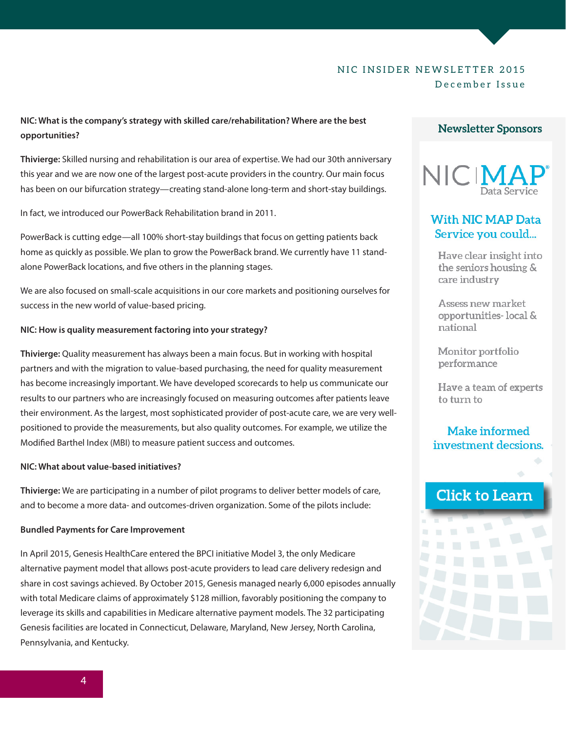**NIC: What is the company's strategy with skilled care/rehabilitation? Where are the best opportunities?**

**Thivierge:** Skilled nursing and rehabilitation is our area of expertise. We had our 30th anniversary this year and we are now one of the largest post-acute providers in the country. Our main focus has been on our bifurcation strategy—creating stand-alone long-term and short-stay buildings.

In fact, we introduced our PowerBack Rehabilitation brand in 2011.

PowerBack is cutting edge—all 100% short-stay buildings that focus on getting patients back home as quickly as possible. We plan to grow the PowerBack brand. We currently have 11 stand-alone PowerBack locations, and five others in the planning stages.

We are also focused on small-scale acquisitions in our core markets and positioning ourselves for success in the new world of value-based pricing.

**NIC: How is quality measurement factoring into your strategy?**

**Thivierge:** Quality measurement has always been a main focus. But in working with hospital partners and with the migration to value-based purchasing, the need for quality measurement has become increasingly important. We have developed scorecards to help us communicate our results to our partners who are increasingly focused on measuring outcomes after patients leave their environment. As the largest, most sophisticated provider of post-acute care, we are very well-positioned to provide the measurements, but also quality outcomes. For example, we utilize the Modified Barthel Index (MBI) to measure patient success and outcomes.

**NIC: What about value-based initiatives?**

**Thivierge:** We are participating in a number of pilot programs to deliver better models of care, and to become a more data- and outcomes-driven organization. Some of the pilots include:

**Bundled Payments for Care Improvement**

In April 2015, Genesis HealthCare entered the BPCI initiative Model 3, the only Medicare alternative payment model that allows post-acute providers to lead care delivery redesign and share in cost savings achieved. By October 2015, Genesis managed nearly 6,000 episodes annually with total Medicare claims of approximately $128 million, favorably positioning the company to leverage its skills and capabilities in Medicare alternative payment models. The 32 participating Genesis facilities are located in Connecticut, Delaware, Maryland, New Jersey, North Carolina, Pennsylvania, and Kentucky.

## Newsletter Sponsors

NIC MAP® Data Service

With NIC MAP Data Service you could...

- Have clear insight into the seniors housing & care industry
- Assess new market opportunities- local & national
- Monitor portfolio performance
- Have a team of experts to turn to

Make informed investment decsions.

Click to Learn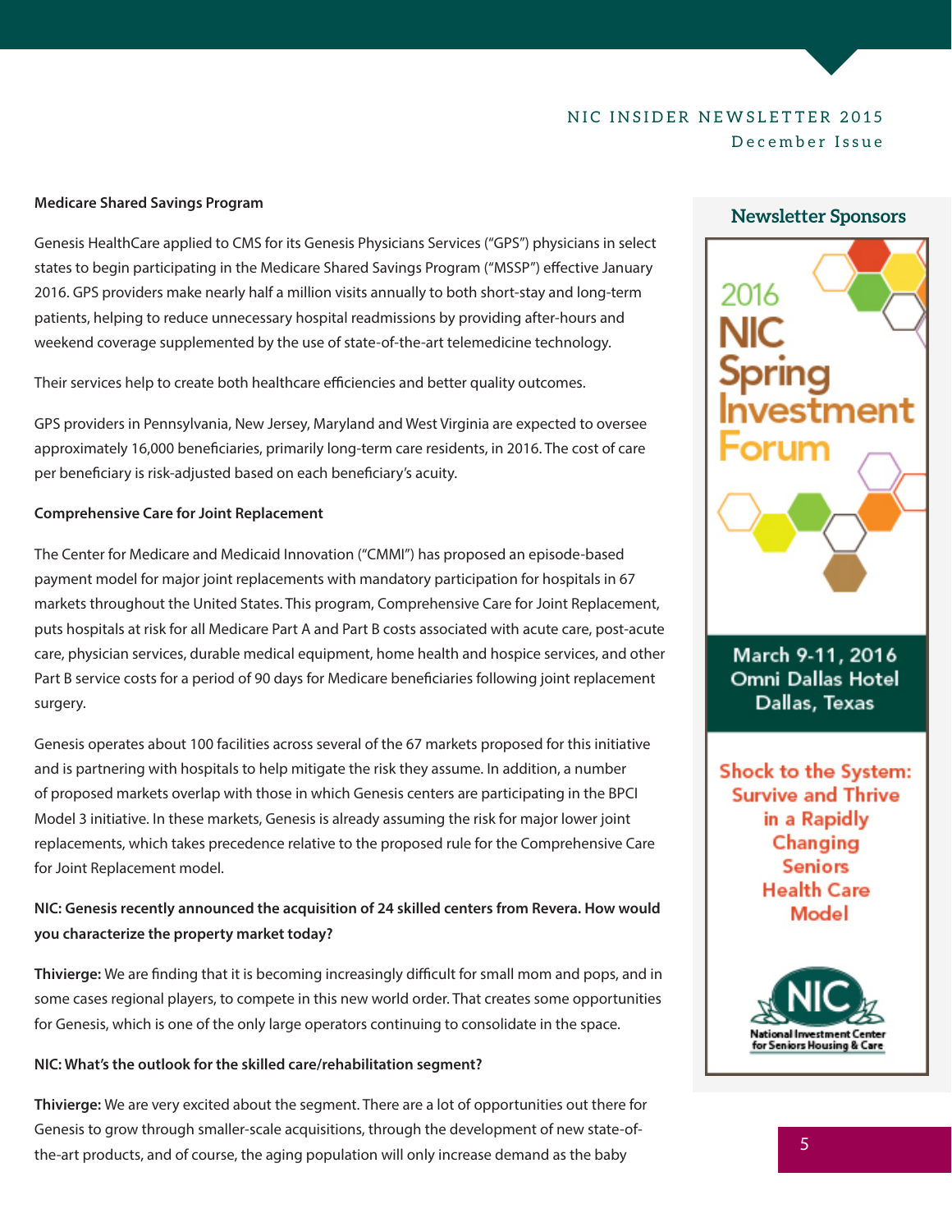**Medicare Shared Savings Program**

Genesis HealthCare applied to CMS for its Genesis Physicians Services ("GPS") physicians in select states to begin participating in the Medicare Shared Savings Program ("MSSP") effective January 2016. GPS providers make nearly half a million visits annually to both short-stay and long-term patients, helping to reduce unnecessary hospital readmissions by providing after-hours and weekend coverage supplemented by the use of state-of-the-art telemedicine technology.

Their services help to create both healthcare efficiencies and better quality outcomes.

GPS providers in Pennsylvania, New Jersey, Maryland and West Virginia are expected to oversee approximately 16,000 beneficiaries, primarily long-term care residents, in 2016. The cost of care per beneficiary is risk-adjusted based on each beneficiary's acuity.

**Comprehensive Care for Joint Replacement**

The Center for Medicare and Medicaid Innovation ("CMMI") has proposed an episode-based payment model for major joint replacements with mandatory participation for hospitals in 67 markets throughout the United States. This program, Comprehensive Care for Joint Replacement, puts hospitals at risk for all Medicare Part A and Part B costs associated with acute care, post-acute care, physician services, durable medical equipment, home health and hospice services, and other Part B service costs for a period of 90 days for Medicare beneficiaries following joint replacement surgery.

Genesis operates about 100 facilities across several of the 67 markets proposed for this initiative and is partnering with hospitals to help mitigate the risk they assume. In addition, a number of proposed markets overlap with those in which Genesis centers are participating in the BPCI Model 3 initiative. In these markets, Genesis is already assuming the risk for major lower joint replacements, which takes precedence relative to the proposed rule for the Comprehensive Care for Joint Replacement model.

**NIC: Genesis recently announced the acquisition of 24 skilled centers from Revera. How would you characterize the property market today?**

**Thivierge:** We are finding that it is becoming increasingly difficult for small mom and pops, and in some cases regional players, to compete in this new world order. That creates some opportunities for Genesis, which is one of the only large operators continuing to consolidate in the space.

**NIC: What's the outlook for the skilled care/rehabilitation segment?**

**Thivierge:** We are very excited about the segment. There are a lot of opportunities out there for Genesis to grow through smaller-scale acquisitions, through the development of new state-of-the-art products, and of course, the aging population will only increase demand as the baby

**Newsletter Sponsors**

2016 NIC Spring Investment Forum

March 9-11, 2016
Omni Dallas Hotel
Dallas, Texas

Shock to the System: Survive and Thrive in a Rapidly Changing Seniors Health Care Model

NIC National Investment Center for Seniors Housing & Care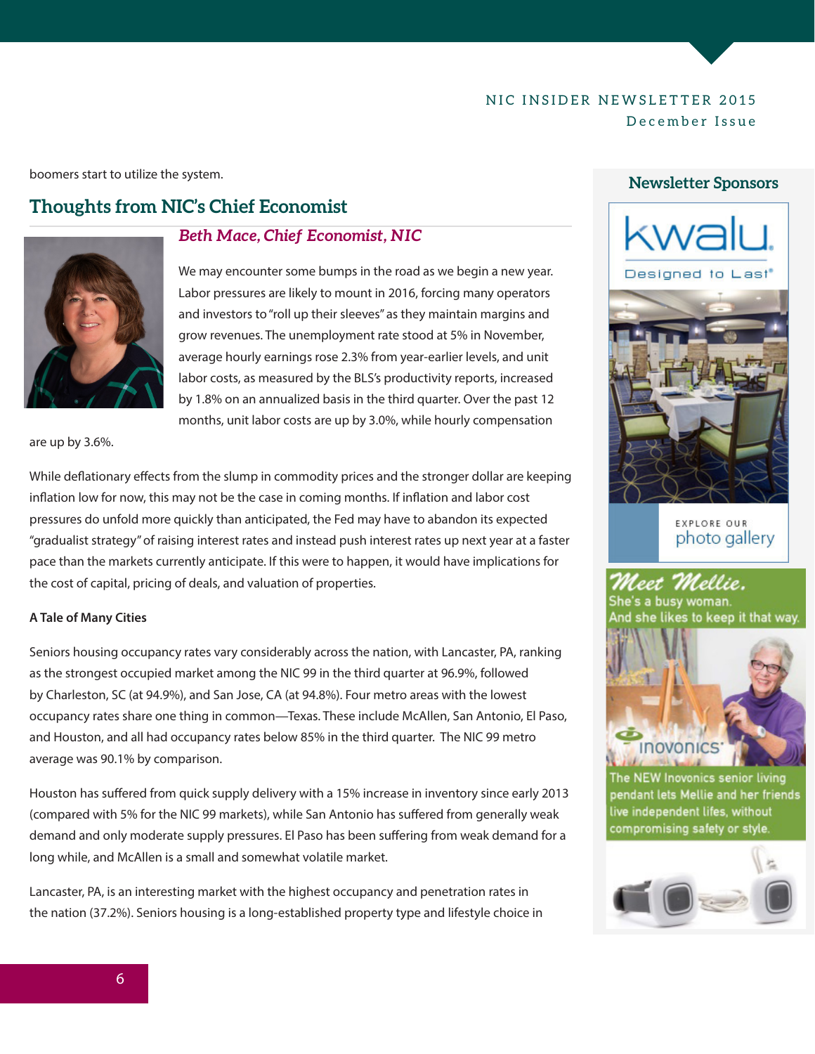boomers start to utilize the system.

## Thoughts from NIC's Chief Economist

### *Beth Mace, Chief Economist, NIC*

We may encounter some bumps in the road as we begin a new year. Labor pressures are likely to mount in 2016, forcing many operators and investors to "roll up their sleeves" as they maintain margins and grow revenues. The unemployment rate stood at 5% in November, average hourly earnings rose 2.3% from year-earlier levels, and unit labor costs, as measured by the BLS's productivity reports, increased by 1.8% on an annualized basis in the third quarter. Over the past 12 months, unit labor costs are up by 3.0%, while hourly compensation are up by 3.6%.

While deflationary effects from the slump in commodity prices and the stronger dollar are keeping inflation low for now, this may not be the case in coming months. If inflation and labor cost pressures do unfold more quickly than anticipated, the Fed may have to abandon its expected "gradualist strategy" of raising interest rates and instead push interest rates up next year at a faster pace than the markets currently anticipate. If this were to happen, it would have implications for the cost of capital, pricing of deals, and valuation of properties.

**A Tale of Many Cities**

Seniors housing occupancy rates vary considerably across the nation, with Lancaster, PA, ranking as the strongest occupied market among the NIC 99 in the third quarter at 96.9%, followed by Charleston, SC (at 94.9%), and San Jose, CA (at 94.8%). Four metro areas with the lowest occupancy rates share one thing in common—Texas. These include McAllen, San Antonio, El Paso, and Houston, and all had occupancy rates below 85% in the third quarter. The NIC 99 metro average was 90.1% by comparison.

Houston has suffered from quick supply delivery with a 15% increase in inventory since early 2013 (compared with 5% for the NIC 99 markets), while San Antonio has suffered from generally weak demand and only moderate supply pressures. El Paso has been suffering from weak demand for a long while, and McAllen is a small and somewhat volatile market.

Lancaster, PA, is an interesting market with the highest occupancy and penetration rates in the nation (37.2%). Seniors housing is a long-established property type and lifestyle choice in

**Newsletter Sponsors**

kwalu. Designed to Last®

EXPLORE OUR photo gallery

*Meet Mellie.*
She's a busy woman.
And she likes to keep it that way.

inovonics

The NEW Inovonics senior living pendant lets Mellie and her friends live independent lifes, without compromising safety or style.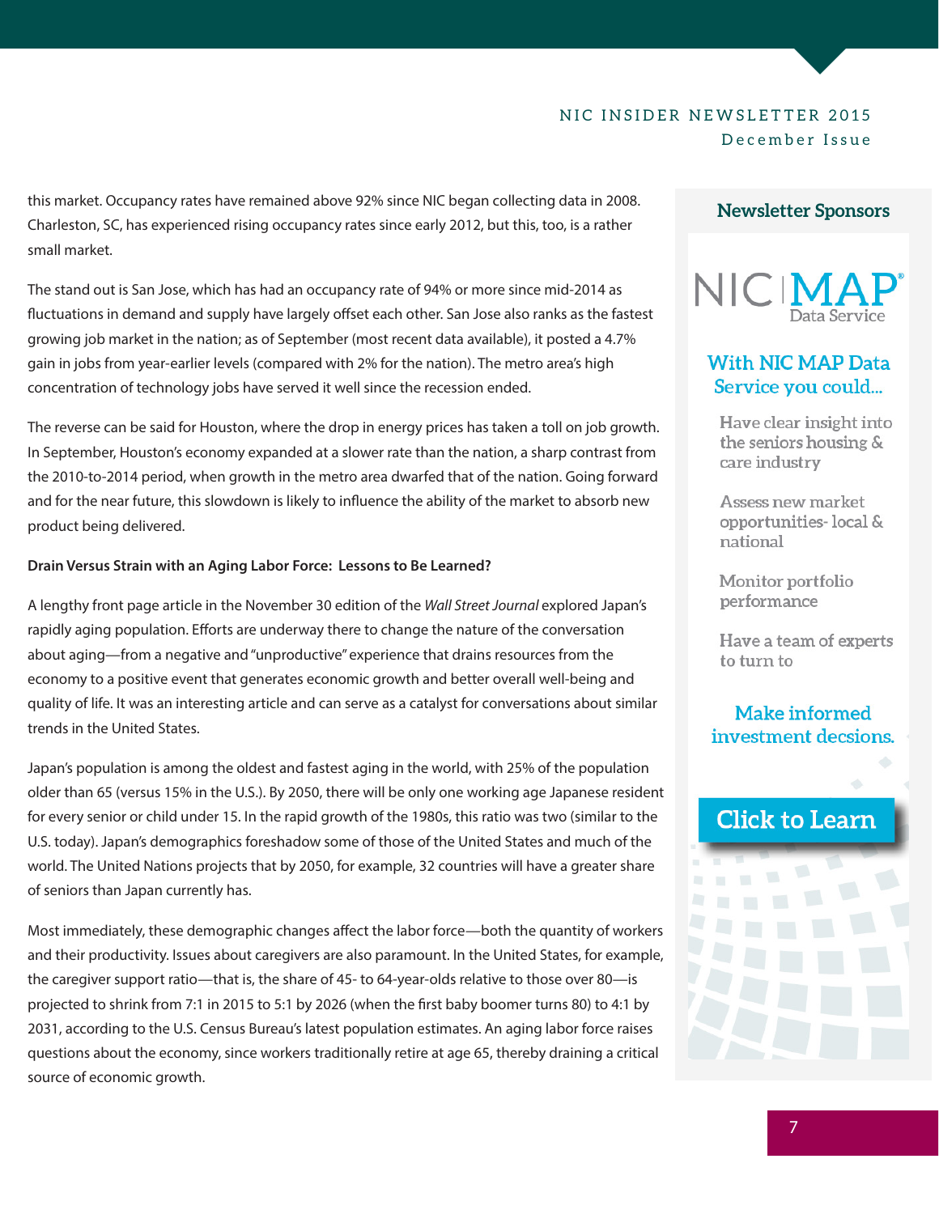this market. Occupancy rates have remained above 92% since NIC began collecting data in 2008. Charleston, SC, has experienced rising occupancy rates since early 2012, but this, too, is a rather small market.

The stand out is San Jose, which has had an occupancy rate of 94% or more since mid-2014 as fluctuations in demand and supply have largely offset each other. San Jose also ranks as the fastest growing job market in the nation; as of September (most recent data available), it posted a 4.7% gain in jobs from year-earlier levels (compared with 2% for the nation). The metro area's high concentration of technology jobs have served it well since the recession ended.

The reverse can be said for Houston, where the drop in energy prices has taken a toll on job growth. In September, Houston's economy expanded at a slower rate than the nation, a sharp contrast from the 2010-to-2014 period, when growth in the metro area dwarfed that of the nation. Going forward and for the near future, this slowdown is likely to influence the ability of the market to absorb new product being delivered.

**Drain Versus Strain with an Aging Labor Force: Lessons to Be Learned?**

A lengthy front page article in the November 30 edition of the *Wall Street Journal* explored Japan's rapidly aging population. Efforts are underway there to change the nature of the conversation about aging—from a negative and "unproductive" experience that drains resources from the economy to a positive event that generates economic growth and better overall well-being and quality of life. It was an interesting article and can serve as a catalyst for conversations about similar trends in the United States.

Japan's population is among the oldest and fastest aging in the world, with 25% of the population older than 65 (versus 15% in the U.S.). By 2050, there will be only one working age Japanese resident for every senior or child under 15. In the rapid growth of the 1980s, this ratio was two (similar to the U.S. today). Japan's demographics foreshadow some of those of the United States and much of the world. The United Nations projects that by 2050, for example, 32 countries will have a greater share of seniors than Japan currently has.

Most immediately, these demographic changes affect the labor force—both the quantity of workers and their productivity. Issues about caregivers are also paramount. In the United States, for example, the caregiver support ratio—that is, the share of 45- to 64-year-olds relative to those over 80—is projected to shrink from 7:1 in 2015 to 5:1 by 2026 (when the first baby boomer turns 80) to 4:1 by 2031, according to the U.S. Census Bureau's latest population estimates. An aging labor force raises questions about the economy, since workers traditionally retire at age 65, thereby draining a critical source of economic growth.

**Newsletter Sponsors**

NIC MAP® Data Service

With NIC MAP Data Service you could...

- Have clear insight into the seniors housing & care industry
- Assess new market opportunities- local & national
- Monitor portfolio performance
- Have a team of experts to turn to

Make informed investment decsions.

Click to Learn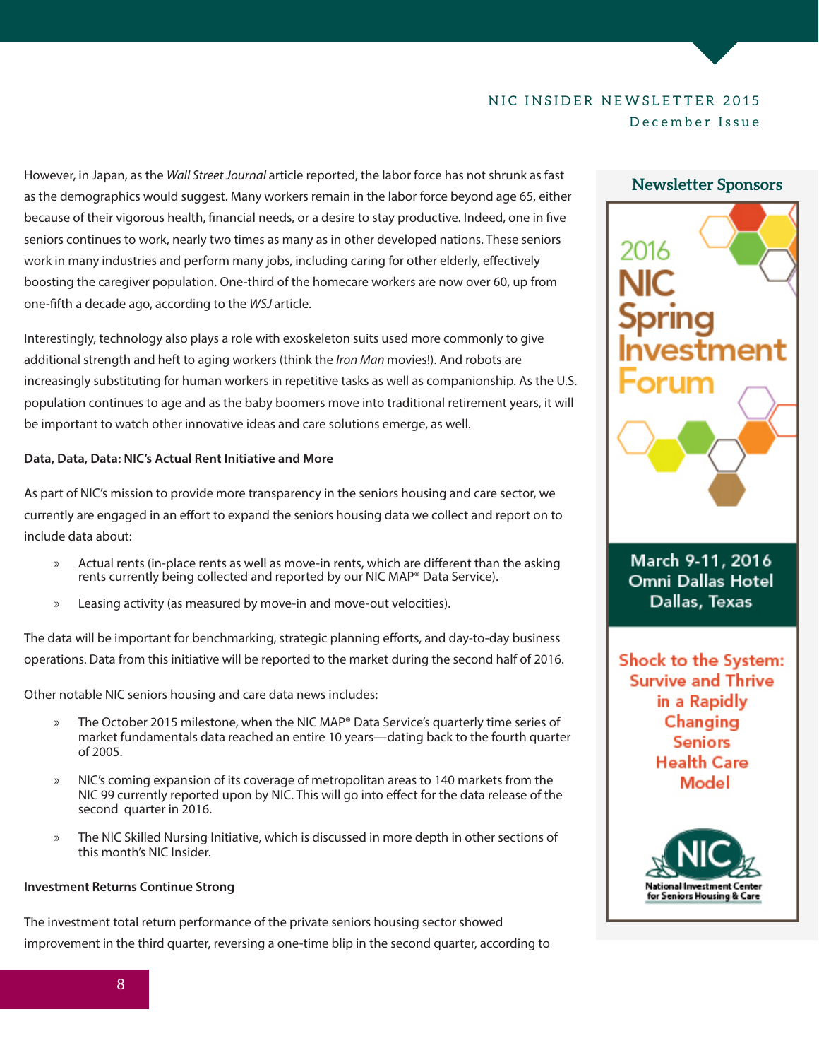However, in Japan, as the *Wall Street Journal* article reported, the labor force has not shrunk as fast as the demographics would suggest. Many workers remain in the labor force beyond age 65, either because of their vigorous health, financial needs, or a desire to stay productive. Indeed, one in five seniors continues to work, nearly two times as many as in other developed nations. These seniors work in many industries and perform many jobs, including caring for other elderly, effectively boosting the caregiver population. One-third of the homecare workers are now over 60, up from one-fifth a decade ago, according to the *WSJ* article.

Interestingly, technology also plays a role with exoskeleton suits used more commonly to give additional strength and heft to aging workers (think the *Iron Man* movies!). And robots are increasingly substituting for human workers in repetitive tasks as well as companionship. As the U.S. population continues to age and as the baby boomers move into traditional retirement years, it will be important to watch other innovative ideas and care solutions emerge, as well.

**Data, Data, Data: NIC's Actual Rent Initiative and More**

As part of NIC's mission to provide more transparency in the seniors housing and care sector, we currently are engaged in an effort to expand the seniors housing data we collect and report on to include data about:

- Actual rents (in-place rents as well as move-in rents, which are different than the asking rents currently being collected and reported by our NIC MAP® Data Service).
- Leasing activity (as measured by move-in and move-out velocities).

The data will be important for benchmarking, strategic planning efforts, and day-to-day business operations. Data from this initiative will be reported to the market during the second half of 2016.

Other notable NIC seniors housing and care data news includes:

- The October 2015 milestone, when the NIC MAP® Data Service's quarterly time series of market fundamentals data reached an entire 10 years—dating back to the fourth quarter of 2005.
- NIC's coming expansion of its coverage of metropolitan areas to 140 markets from the NIC 99 currently reported upon by NIC. This will go into effect for the data release of the second quarter in 2016.
- The NIC Skilled Nursing Initiative, which is discussed in more depth in other sections of this month's NIC Insider.

**Investment Returns Continue Strong**

The investment total return performance of the private seniors housing sector showed improvement in the third quarter, reversing a one-time blip in the second quarter, according to

**Newsletter Sponsors**

2016 NIC Spring Investment Forum

March 9-11, 2016
Omni Dallas Hotel
Dallas, Texas

Shock to the System: Survive and Thrive in a Rapidly Changing Seniors Health Care Model

NIC
National Investment Center for Seniors Housing & Care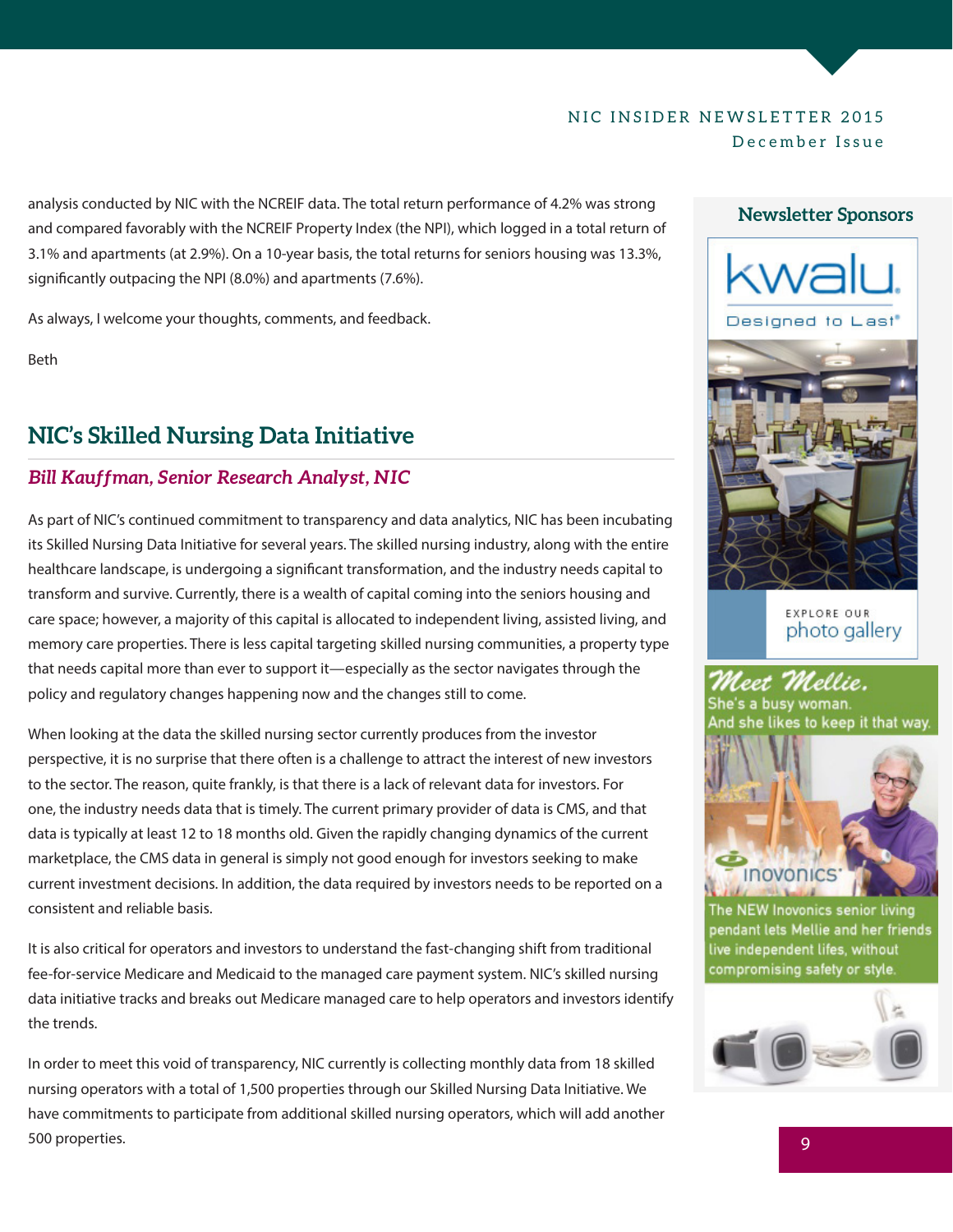analysis conducted by NIC with the NCREIF data. The total return performance of 4.2% was strong and compared favorably with the NCREIF Property Index (the NPI), which logged in a total return of 3.1% and apartments (at 2.9%). On a 10-year basis, the total returns for seniors housing was 13.3%, significantly outpacing the NPI (8.0%) and apartments (7.6%).

As always, I welcome your thoughts, comments, and feedback.

Beth

## NIC's Skilled Nursing Data Initiative

### *Bill Kauffman, Senior Research Analyst, NIC*

As part of NIC's continued commitment to transparency and data analytics, NIC has been incubating its Skilled Nursing Data Initiative for several years. The skilled nursing industry, along with the entire healthcare landscape, is undergoing a significant transformation, and the industry needs capital to transform and survive. Currently, there is a wealth of capital coming into the seniors housing and care space; however, a majority of this capital is allocated to independent living, assisted living, and memory care properties. There is less capital targeting skilled nursing communities, a property type that needs capital more than ever to support it—especially as the sector navigates through the policy and regulatory changes happening now and the changes still to come.

When looking at the data the skilled nursing sector currently produces from the investor perspective, it is no surprise that there often is a challenge to attract the interest of new investors to the sector. The reason, quite frankly, is that there is a lack of relevant data for investors. For one, the industry needs data that is timely. The current primary provider of data is CMS, and that data is typically at least 12 to 18 months old. Given the rapidly changing dynamics of the current marketplace, the CMS data in general is simply not good enough for investors seeking to make current investment decisions. In addition, the data required by investors needs to be reported on a consistent and reliable basis.

It is also critical for operators and investors to understand the fast-changing shift from traditional fee-for-service Medicare and Medicaid to the managed care payment system. NIC's skilled nursing data initiative tracks and breaks out Medicare managed care to help operators and investors identify the trends.

In order to meet this void of transparency, NIC currently is collecting monthly data from 18 skilled nursing operators with a total of 1,500 properties through our Skilled Nursing Data Initiative. We have commitments to participate from additional skilled nursing operators, which will add another 500 properties.

**Newsletter Sponsors**

kwalu. Designed to Last®

EXPLORE OUR photo gallery

*Meet Mellie.* She's a busy woman. And she likes to keep it that way.

inovonics

The NEW Inovonics senior living pendant lets Mellie and her friends live independent lifes, without compromising safety or style.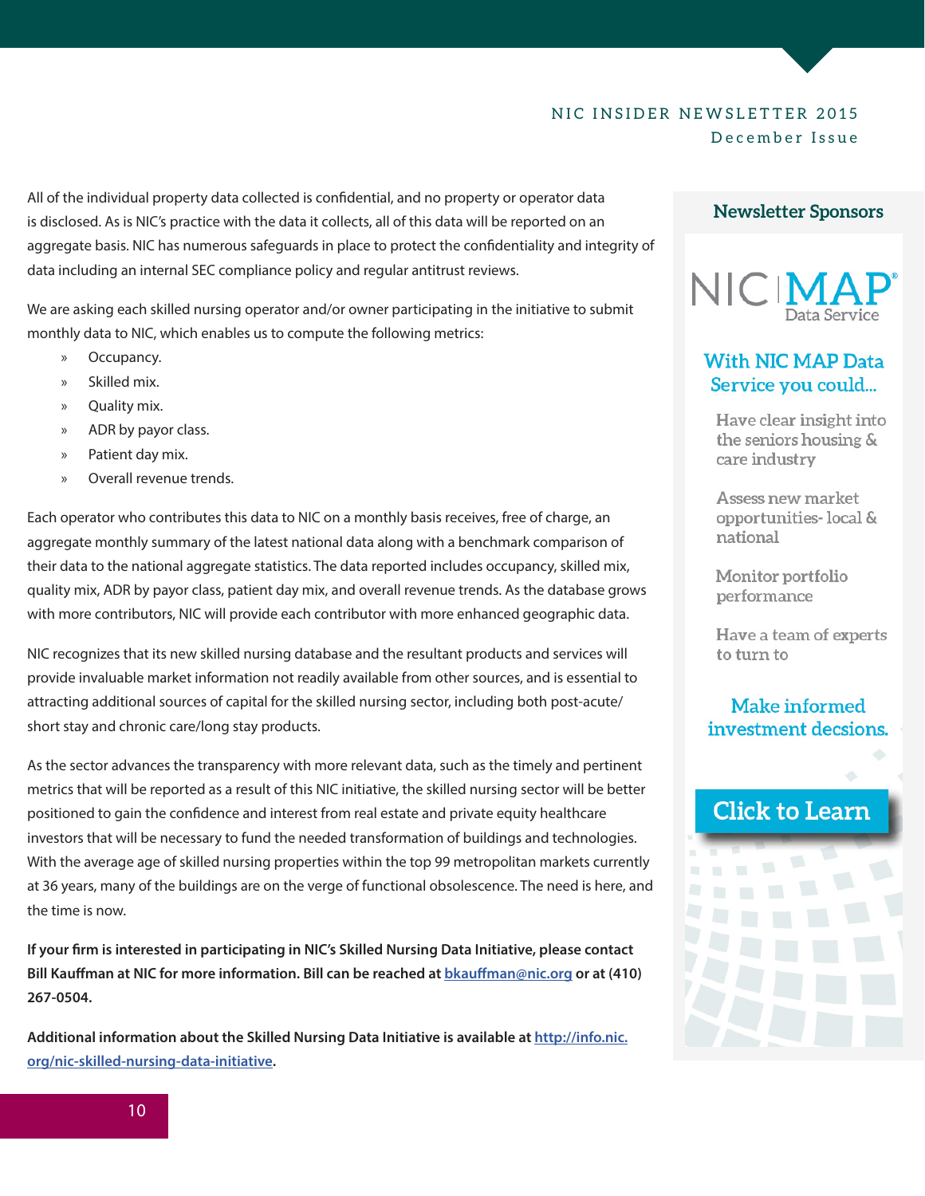All of the individual property data collected is confidential, and no property or operator data is disclosed. As is NIC's practice with the data it collects, all of this data will be reported on an aggregate basis. NIC has numerous safeguards in place to protect the confidentiality and integrity of data including an internal SEC compliance policy and regular antitrust reviews.

We are asking each skilled nursing operator and/or owner participating in the initiative to submit monthly data to NIC, which enables us to compute the following metrics:

- Occupancy.
- Skilled mix.
- Quality mix.
- ADR by payor class.
- Patient day mix.
- Overall revenue trends.

Each operator who contributes this data to NIC on a monthly basis receives, free of charge, an aggregate monthly summary of the latest national data along with a benchmark comparison of their data to the national aggregate statistics. The data reported includes occupancy, skilled mix, quality mix, ADR by payor class, patient day mix, and overall revenue trends. As the database grows with more contributors, NIC will provide each contributor with more enhanced geographic data.

NIC recognizes that its new skilled nursing database and the resultant products and services will provide invaluable market information not readily available from other sources, and is essential to attracting additional sources of capital for the skilled nursing sector, including both post-acute/short stay and chronic care/long stay products.

As the sector advances the transparency with more relevant data, such as the timely and pertinent metrics that will be reported as a result of this NIC initiative, the skilled nursing sector will be better positioned to gain the confidence and interest from real estate and private equity healthcare investors that will be necessary to fund the needed transformation of buildings and technologies. With the average age of skilled nursing properties within the top 99 metropolitan markets currently at 36 years, many of the buildings are on the verge of functional obsolescence. The need is here, and the time is now.

**If your firm is interested in participating in NIC's Skilled Nursing Data Initiative, please contact Bill Kauffman at NIC for more information. Bill can be reached at [bkauffman@nic.org](mailto:bkauffman@nic.org) or at (410) 267-0504.**

**Additional information about the Skilled Nursing Data Initiative is available at [http://info.nic.org/nic-skilled-nursing-data-initiative](http://info.nic.org/nic-skilled-nursing-data-initiative).**

## Newsletter Sponsors

NIC MAP® Data Service

**With NIC MAP Data Service you could...**

Have clear insight into the seniors housing & care industry

Assess new market opportunities- local & national

Monitor portfolio performance

Have a team of experts to turn to

**Make informed investment decsions.**

Click to Learn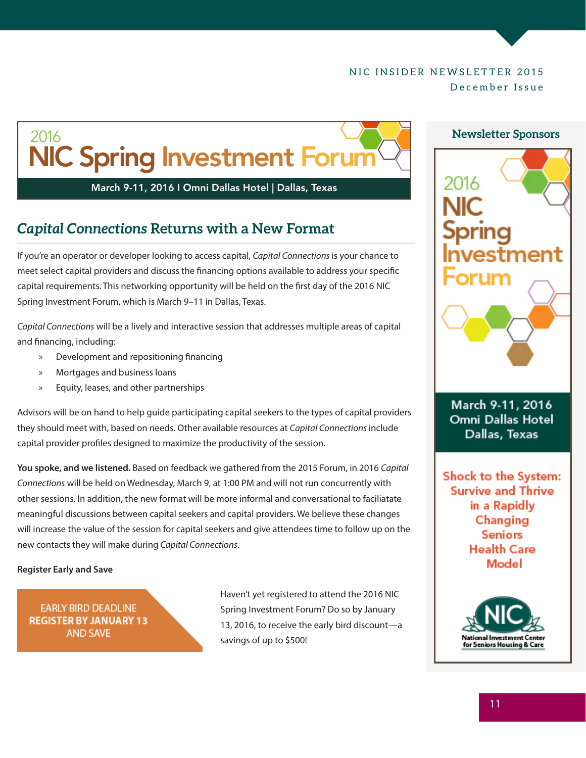# 2016 NIC Spring Investment Forum

March 9-11, 2016 I Omni Dallas Hotel | Dallas, Texas

## *Capital Connections* Returns with a New Format

If you're an operator or developer looking to access capital, *Capital Connections* is your chance to meet select capital providers and discuss the financing options available to address your specific capital requirements. This networking opportunity will be held on the first day of the 2016 NIC Spring Investment Forum, which is March 9–11 in Dallas, Texas.

*Capital Connections* will be a lively and interactive session that addresses multiple areas of capital and financing, including:

- Development and repositioning financing
- Mortgages and business loans
- Equity, leases, and other partnerships

Advisors will be on hand to help guide participating capital seekers to the types of capital providers they should meet with, based on needs. Other available resources at *Capital Connections* include capital provider profiles designed to maximize the productivity of the session.

**You spoke, and we listened.** Based on feedback we gathered from the 2015 Forum, in 2016 *Capital Connections* will be held on Wednesday, March 9, at 1:00 PM and will not run concurrently with other sessions. In addition, the new format will be more informal and conversational to faciliatate meaningful discussions between capital seekers and capital providers. We believe these changes will increase the value of the session for capital seekers and give attendees time to follow up on the new contacts they will make during *Capital Connections*.

**Register Early and Save**

EARLY BIRD DEADLINE
**REGISTER BY JANUARY 13**
AND SAVE

Haven't yet registered to attend the 2016 NIC Spring Investment Forum? Do so by January 13, 2016, to receive the early bird discount—a savings of up to $500!

### Newsletter Sponsors

2016 NIC Spring Investment Forum

March 9-11, 2016
Omni Dallas Hotel
Dallas, Texas

Shock to the System: Survive and Thrive in a Rapidly Changing Seniors Health Care Model

NIC
National Investment Center for Seniors Housing & Care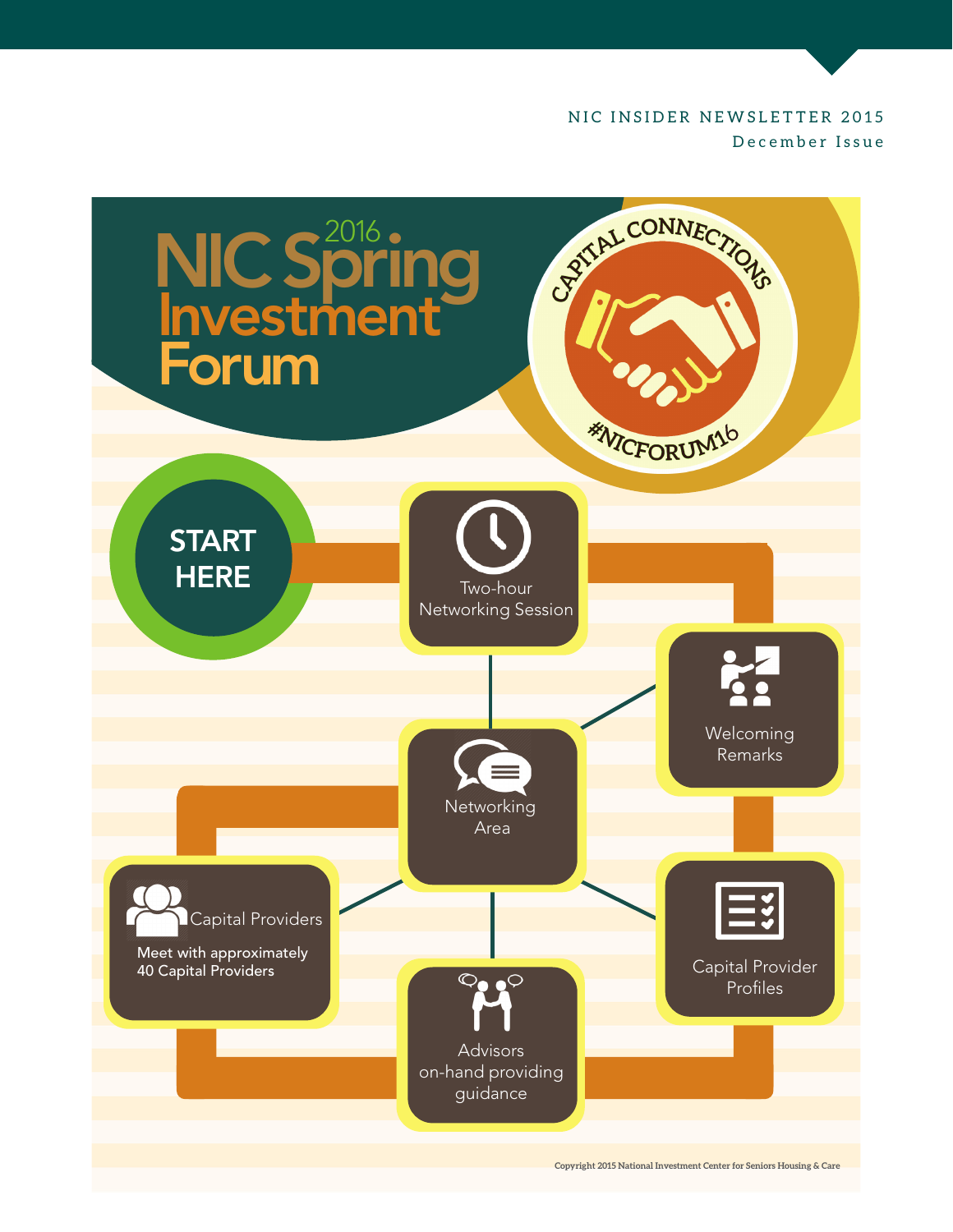# 2016 NIC Spring Investment Forum

CAPITAL CONNECTIONS

#NICFORUM16

START HERE

Two-hour Networking Session

Welcoming Remarks

Networking Area

Capital Providers

Meet with approximately 40 Capital Providers

Capital Provider Profiles

Advisors on-hand providing guidance

Copyright 2015 National Investment Center for Seniors Housing & Care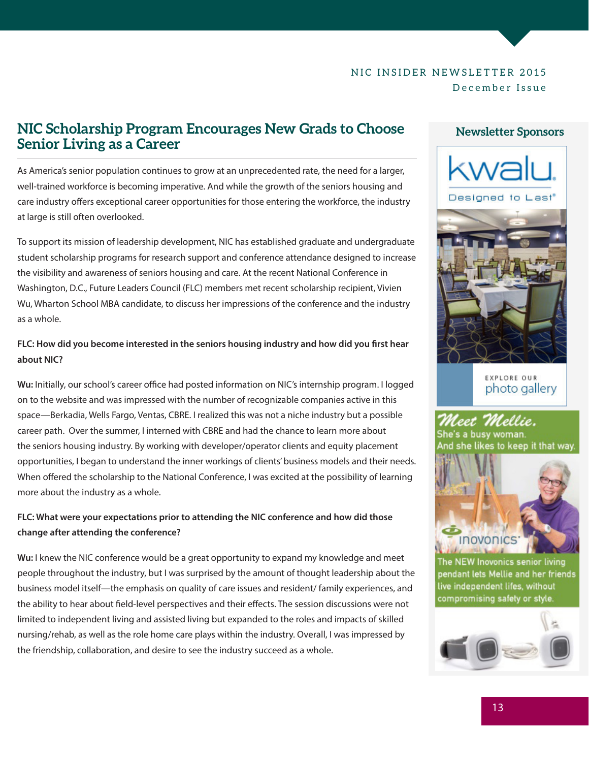## NIC Scholarship Program Encourages New Grads to Choose Senior Living as a Career

As America's senior population continues to grow at an unprecedented rate, the need for a larger, well-trained workforce is becoming imperative. And while the growth of the seniors housing and care industry offers exceptional career opportunities for those entering the workforce, the industry at large is still often overlooked.

To support its mission of leadership development, NIC has established graduate and undergraduate student scholarship programs for research support and conference attendance designed to increase the visibility and awareness of seniors housing and care. At the recent National Conference in Washington, D.C., Future Leaders Council (FLC) members met recent scholarship recipient, Vivien Wu, Wharton School MBA candidate, to discuss her impressions of the conference and the industry as a whole.

**FLC: How did you become interested in the seniors housing industry and how did you first hear about NIC?**

**Wu:** Initially, our school's career office had posted information on NIC's internship program. I logged on to the website and was impressed with the number of recognizable companies active in this space—Berkadia, Wells Fargo, Ventas, CBRE. I realized this was not a niche industry but a possible career path. Over the summer, I interned with CBRE and had the chance to learn more about the seniors housing industry. By working with developer/operator clients and equity placement opportunities, I began to understand the inner workings of clients' business models and their needs. When offered the scholarship to the National Conference, I was excited at the possibility of learning more about the industry as a whole.

**FLC: What were your expectations prior to attending the NIC conference and how did those change after attending the conference?**

**Wu:** I knew the NIC conference would be a great opportunity to expand my knowledge and meet people throughout the industry, but I was surprised by the amount of thought leadership about the business model itself—the emphasis on quality of care issues and resident/ family experiences, and the ability to hear about field-level perspectives and their effects. The session discussions were not limited to independent living and assisted living but expanded to the roles and impacts of skilled nursing/rehab, as well as the role home care plays within the industry. Overall, I was impressed by the friendship, collaboration, and desire to see the industry succeed as a whole.

### Newsletter Sponsors

kwalu. Designed to Last®

EXPLORE OUR photo gallery

*Meet Mellie.* She's a busy woman. And she likes to keep it that way.

Inovonics®

The NEW Inovonics senior living pendant lets Mellie and her friends live independent lifes, without compromising safety or style.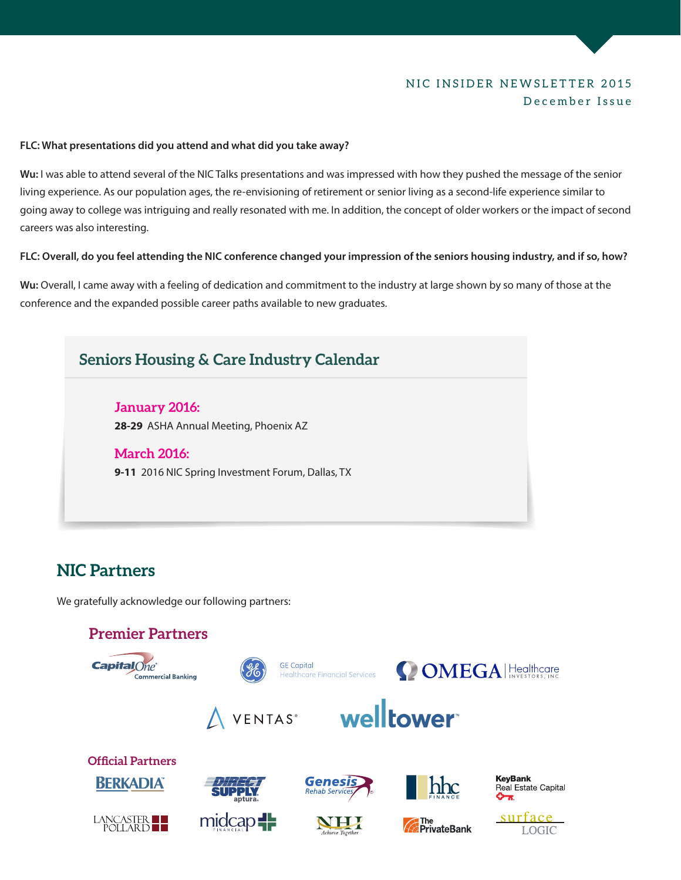**FLC: What presentations did you attend and what did you take away?**

**Wu:** I was able to attend several of the NIC Talks presentations and was impressed with how they pushed the message of the senior living experience. As our population ages, the re-envisioning of retirement or senior living as a second-life experience similar to going away to college was intriguing and really resonated with me. In addition, the concept of older workers or the impact of second careers was also interesting.

**FLC: Overall, do you feel attending the NIC conference changed your impression of the seniors housing industry, and if so, how?**

**Wu:** Overall, I came away with a feeling of dedication and commitment to the industry at large shown by so many of those at the conference and the expanded possible career paths available to new graduates.

## Seniors Housing & Care Industry Calendar

### January 2016:

**28-29** ASHA Annual Meeting, Phoenix AZ

### March 2016:

**9-11** 2016 NIC Spring Investment Forum, Dallas, TX

## NIC Partners

We gratefully acknowledge our following partners:

### Premier Partners

Capital One Commercial Banking

GE Capital Healthcare Financial Services

OMEGA Healthcare Investors, Inc.

VENTAS

welltower

### Official Partners

BERKADIA

Direct Supply aptura

Genesis Rehab Services

hhc Finance

KeyBank Real Estate Capital

Lancaster Pollard

midcap Financial

NHI Achieve Together

The PrivateBank

surface LOGIC